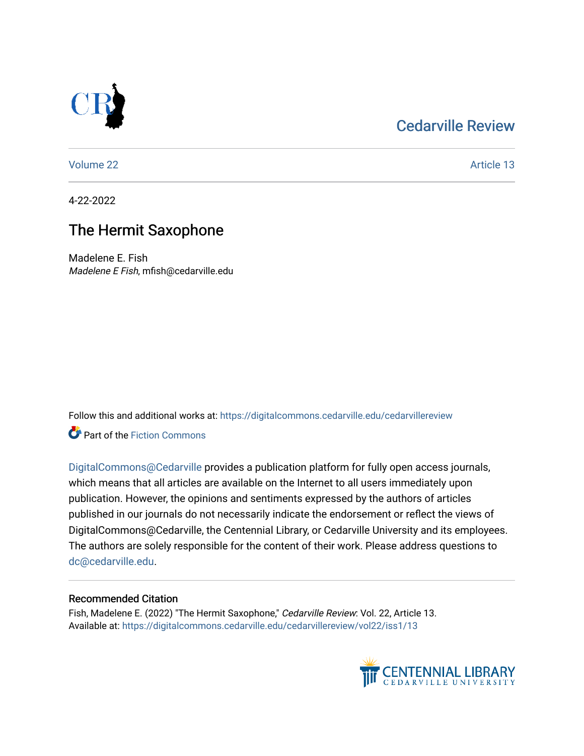Cedarville Review

Volume 22 | Article 13

4-22-2022

# The Hermit Saxophone

Madelene E. Fish
*Madelene E Fish*, mfish@cedarville.edu

Follow this and additional works at: https://digitalcommons.cedarville.edu/cedarvillereview

Part of the Fiction Commons

DigitalCommons@Cedarville provides a publication platform for fully open access journals, which means that all articles are available on the Internet to all users immediately upon publication. However, the opinions and sentiments expressed by the authors of articles published in our journals do not necessarily indicate the endorsement or reflect the views of DigitalCommons@Cedarville, the Centennial Library, or Cedarville University and its employees. The authors are solely responsible for the content of their work. Please address questions to dc@cedarville.edu.

## Recommended Citation

Fish, Madelene E. (2022) "The Hermit Saxophone," *Cedarville Review*: Vol. 22, Article 13.
Available at: https://digitalcommons.cedarville.edu/cedarvillereview/vol22/iss1/13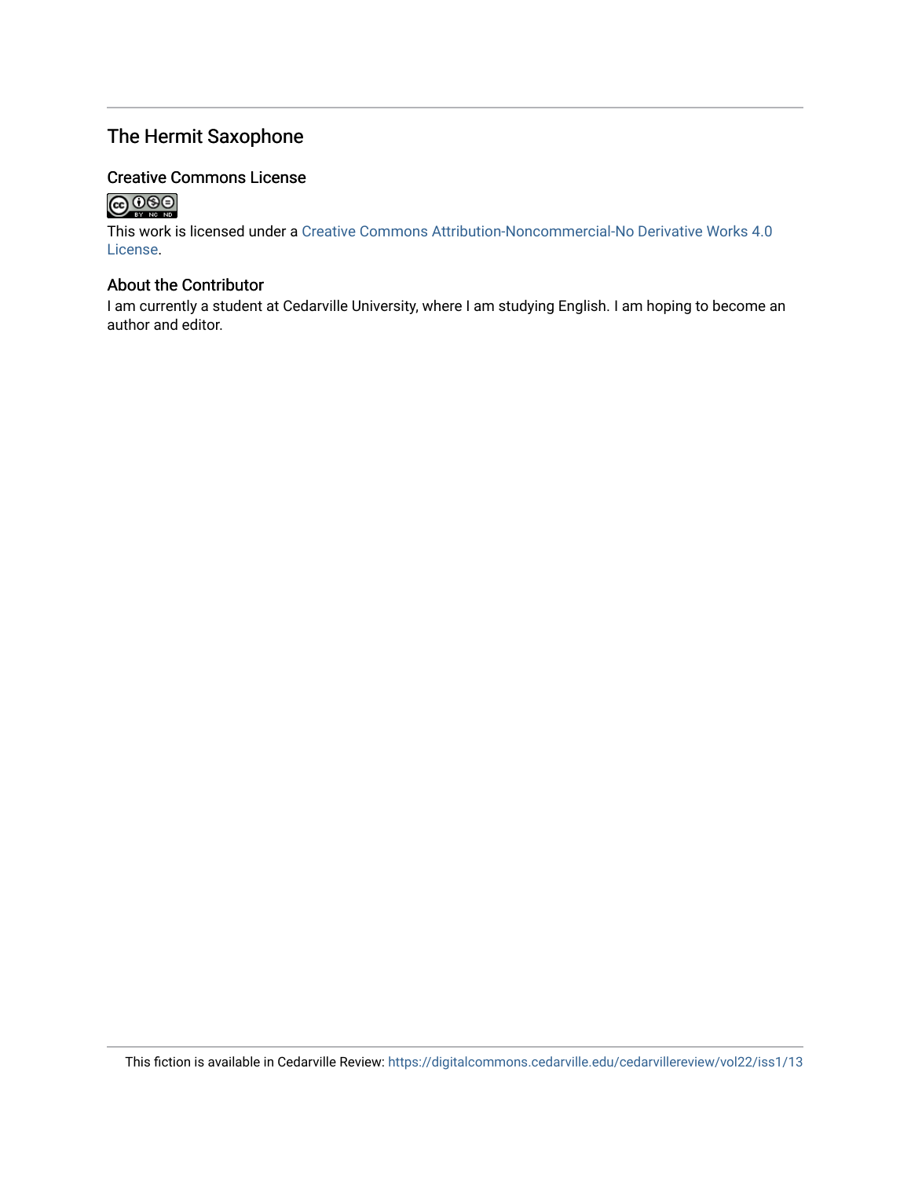## The Hermit Saxophone

### Creative Commons License

This work is licensed under a Creative Commons Attribution-Noncommercial-No Derivative Works 4.0 License.

### About the Contributor

I am currently a student at Cedarville University, where I am studying English. I am hoping to become an author and editor.

This fiction is available in Cedarville Review: https://digitalcommons.cedarville.edu/cedarvillereview/vol22/iss1/13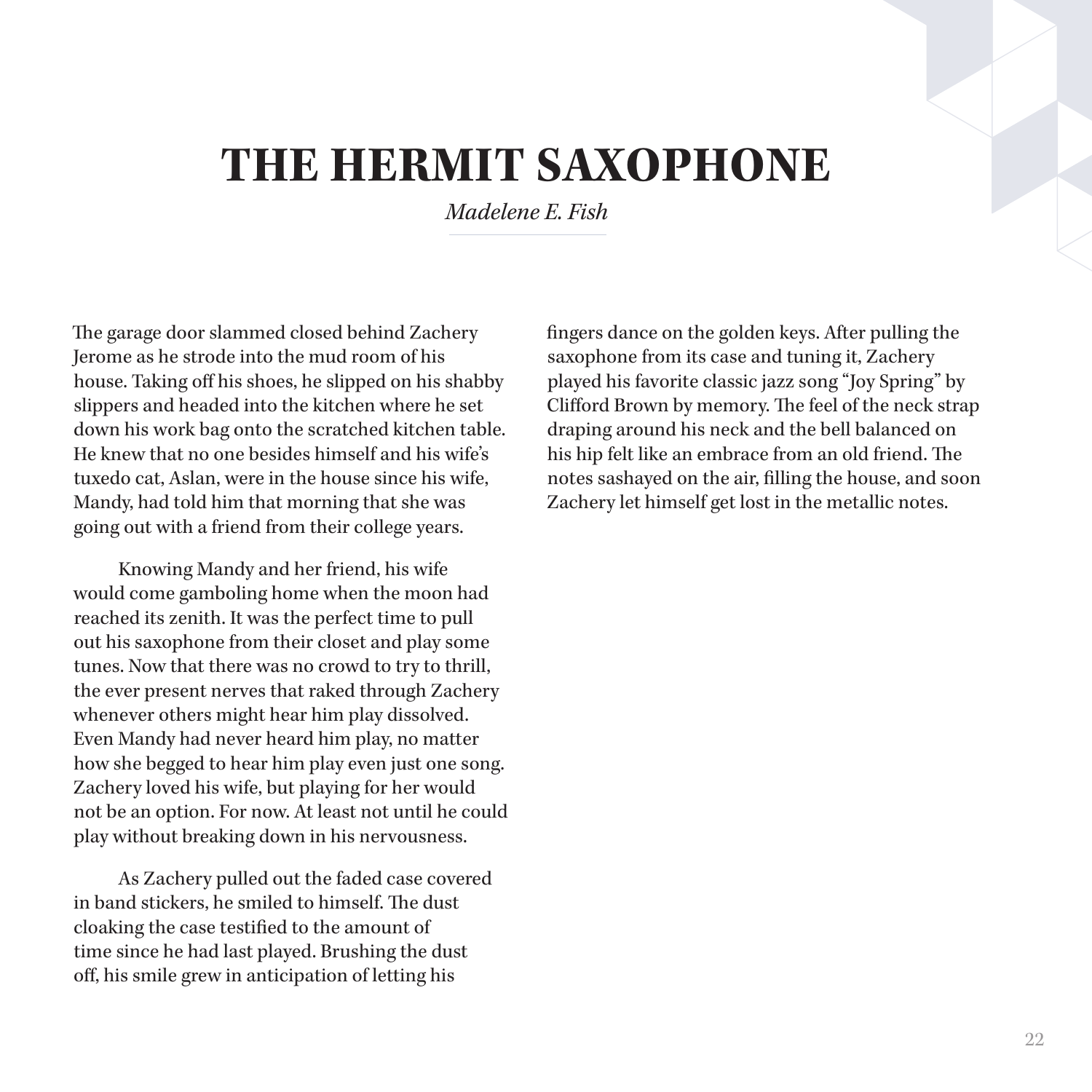# THE HERMIT SAXOPHONE

*Madelene E. Fish*

The garage door slammed closed behind Zachery Jerome as he strode into the mud room of his house. Taking off his shoes, he slipped on his shabby slippers and headed into the kitchen where he set down his work bag onto the scratched kitchen table. He knew that no one besides himself and his wife's tuxedo cat, Aslan, were in the house since his wife, Mandy, had told him that morning that she was going out with a friend from their college years.

Knowing Mandy and her friend, his wife would come gamboling home when the moon had reached its zenith. It was the perfect time to pull out his saxophone from their closet and play some tunes. Now that there was no crowd to try to thrill, the ever present nerves that raked through Zachery whenever others might hear him play dissolved. Even Mandy had never heard him play, no matter how she begged to hear him play even just one song. Zachery loved his wife, but playing for her would not be an option. For now. At least not until he could play without breaking down in his nervousness.

As Zachery pulled out the faded case covered in band stickers, he smiled to himself. The dust cloaking the case testified to the amount of time since he had last played. Brushing the dust off, his smile grew in anticipation of letting his fingers dance on the golden keys. After pulling the saxophone from its case and tuning it, Zachery played his favorite classic jazz song "Joy Spring" by Clifford Brown by memory. The feel of the neck strap draping around his neck and the bell balanced on his hip felt like an embrace from an old friend. The notes sashayed on the air, filling the house, and soon Zachery let himself get lost in the metallic notes.